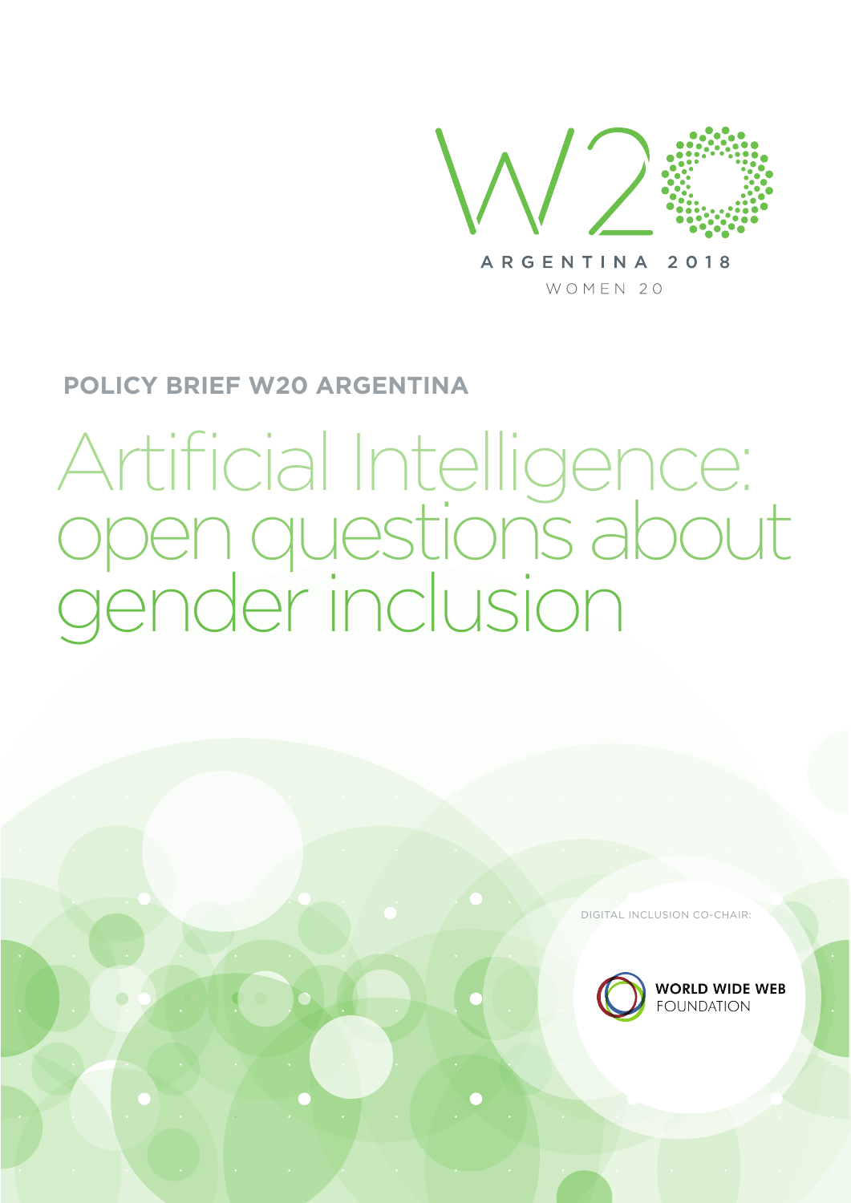W20

ARGENTINA 2018

WOMEN 20

**POLICY BRIEF W20 ARGENTINA**

# Artificial Intelligence: open questions about gender inclusion

DIGITAL INCLUSION CO-CHAIR:

WORLD WIDE WEB FOUNDATION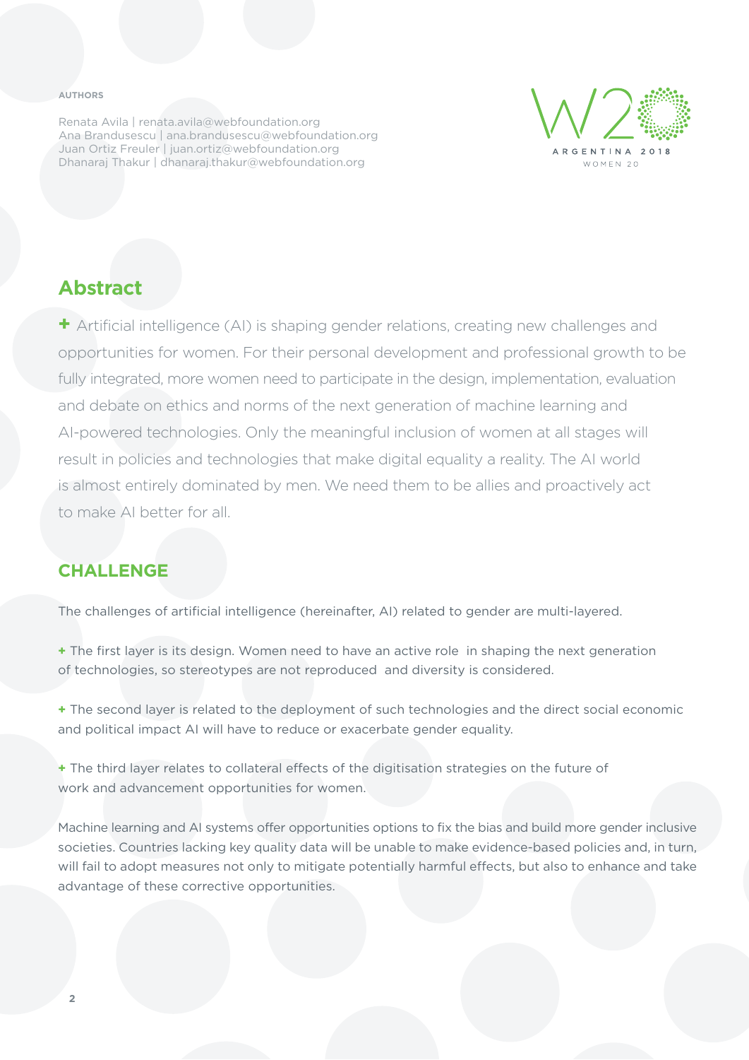**AUTHORS**

Renata Avila | renata.avila@webfoundation.org
Ana Brandusescu | ana.brandusescu@webfoundation.org
Juan Ortiz Freuler | juan.ortiz@webfoundation.org
Dhanaraj Thakur | dhanaraj.thakur@webfoundation.org

W20 ARGENTINA 2018 WOMEN 20

## Abstract

+ Artificial intelligence (AI) is shaping gender relations, creating new challenges and opportunities for women. For their personal development and professional growth to be fully integrated, more women need to participate in the design, implementation, evaluation and debate on ethics and norms of the next generation of machine learning and AI-powered technologies. Only the meaningful inclusion of women at all stages will result in policies and technologies that make digital equality a reality. The AI world is almost entirely dominated by men. We need them to be allies and proactively act to make AI better for all.

## CHALLENGE

The challenges of artificial intelligence (hereinafter, AI) related to gender are multi-layered.

+ The first layer is its design. Women need to have an active role in shaping the next generation of technologies, so stereotypes are not reproduced and diversity is considered.

+ The second layer is related to the deployment of such technologies and the direct social economic and political impact AI will have to reduce or exacerbate gender equality.

+ The third layer relates to collateral effects of the digitisation strategies on the future of work and advancement opportunities for women.

Machine learning and AI systems offer opportunities options to fix the bias and build more gender inclusive societies. Countries lacking key quality data will be unable to make evidence-based policies and, in turn, will fail to adopt measures not only to mitigate potentially harmful effects, but also to enhance and take advantage of these corrective opportunities.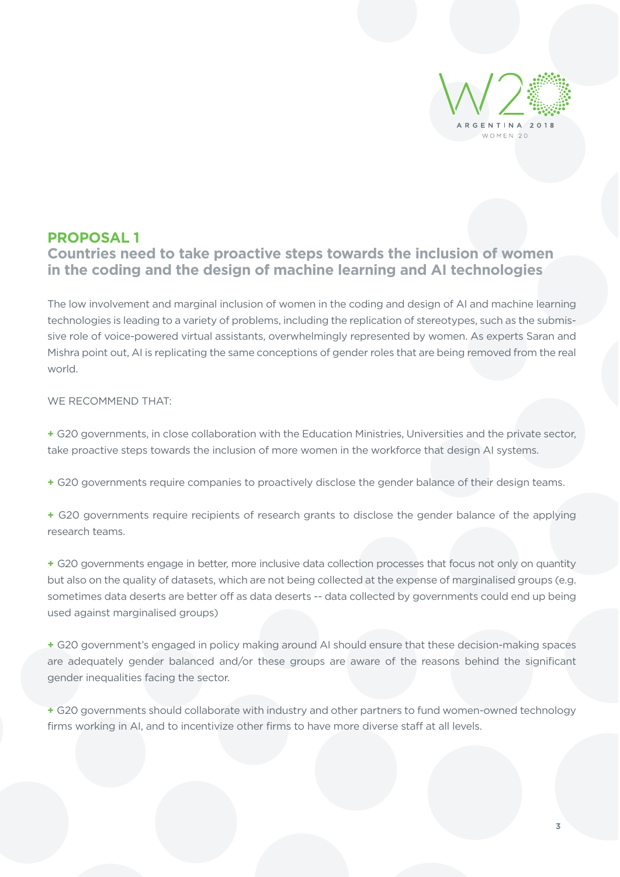## PROPOSAL 1

### Countries need to take proactive steps towards the inclusion of women in the coding and the design of machine learning and AI technologies

The low involvement and marginal inclusion of women in the coding and design of AI and machine learning technologies is leading to a variety of problems, including the replication of stereotypes, such as the submissive role of voice-powered virtual assistants, overwhelmingly represented by women. As experts Saran and Mishra point out, AI is replicating the same conceptions of gender roles that are being removed from the real world.

WE RECOMMEND THAT:

+ G20 governments, in close collaboration with the Education Ministries, Universities and the private sector, take proactive steps towards the inclusion of more women in the workforce that design AI systems.

+ G20 governments require companies to proactively disclose the gender balance of their design teams.

+ G20 governments require recipients of research grants to disclose the gender balance of the applying research teams.

+ G20 governments engage in better, more inclusive data collection processes that focus not only on quantity but also on the quality of datasets, which are not being collected at the expense of marginalised groups (e.g. sometimes data deserts are better off as data deserts -- data collected by governments could end up being used against marginalised groups)

+ G20 government's engaged in policy making around AI should ensure that these decision-making spaces are adequately gender balanced and/or these groups are aware of the reasons behind the significant gender inequalities facing the sector.

+ G20 governments should collaborate with industry and other partners to fund women-owned technology firms working in AI, and to incentivize other firms to have more diverse staff at all levels.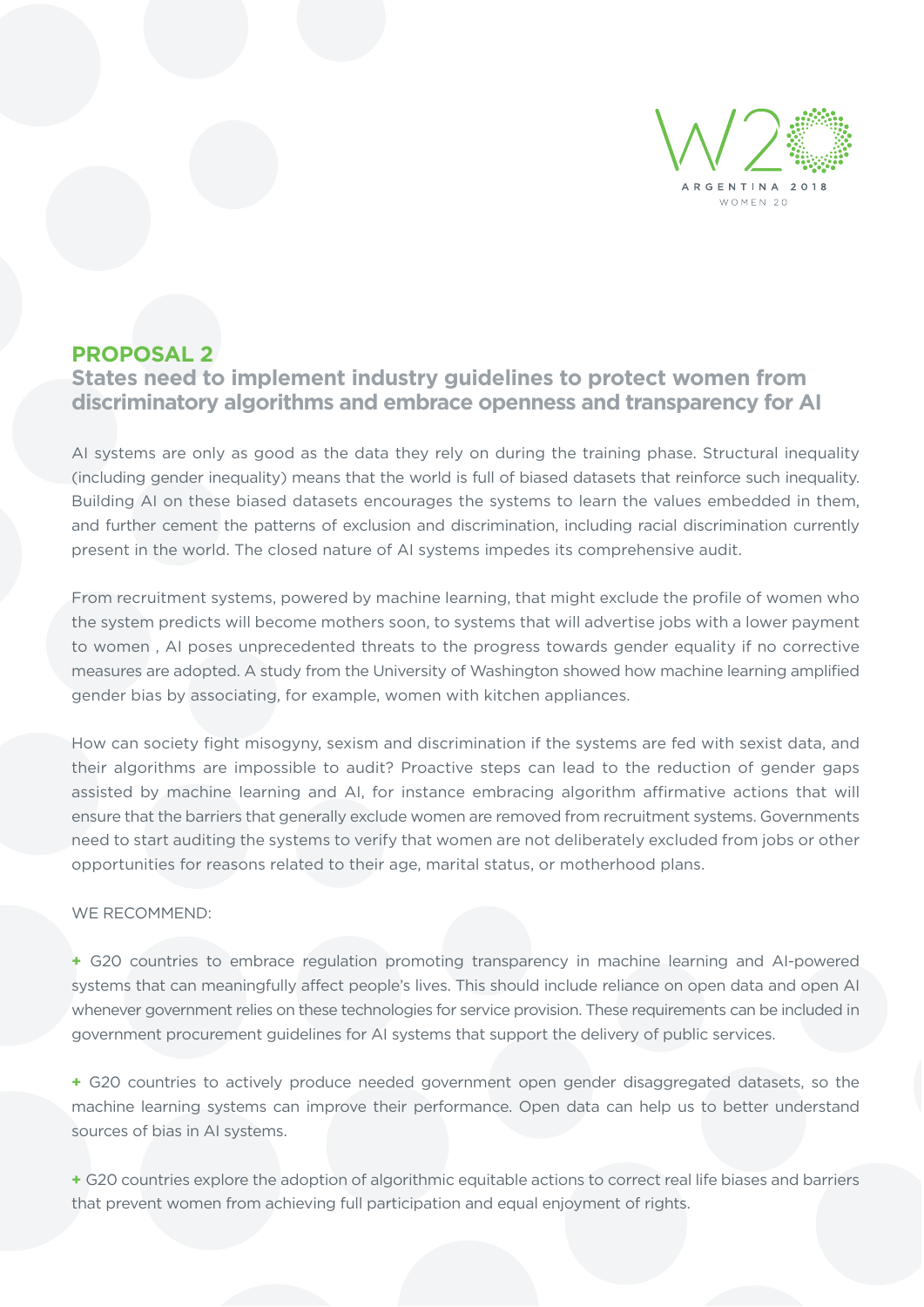## PROPOSAL 2

### States need to implement industry guidelines to protect women from discriminatory algorithms and embrace openness and transparency for AI

AI systems are only as good as the data they rely on during the training phase. Structural inequality (including gender inequality) means that the world is full of biased datasets that reinforce such inequality. Building AI on these biased datasets encourages the systems to learn the values embedded in them, and further cement the patterns of exclusion and discrimination, including racial discrimination currently present in the world. The closed nature of AI systems impedes its comprehensive audit.

From recruitment systems, powered by machine learning, that might exclude the profile of women who the system predicts will become mothers soon, to systems that will advertise jobs with a lower payment to women , AI poses unprecedented threats to the progress towards gender equality if no corrective measures are adopted. A study from the University of Washington showed how machine learning amplified gender bias by associating, for example, women with kitchen appliances.

How can society fight misogyny, sexism and discrimination if the systems are fed with sexist data, and their algorithms are impossible to audit? Proactive steps can lead to the reduction of gender gaps assisted by machine learning and AI, for instance embracing algorithm affirmative actions that will ensure that the barriers that generally exclude women are removed from recruitment systems. Governments need to start auditing the systems to verify that women are not deliberately excluded from jobs or other opportunities for reasons related to their age, marital status, or motherhood plans.

WE RECOMMEND:

+ G20 countries to embrace regulation promoting transparency in machine learning and AI-powered systems that can meaningfully affect people's lives. This should include reliance on open data and open AI whenever government relies on these technologies for service provision. These requirements can be included in government procurement guidelines for AI systems that support the delivery of public services.

+ G20 countries to actively produce needed government open gender disaggregated datasets, so the machine learning systems can improve their performance. Open data can help us to better understand sources of bias in AI systems.

+ G20 countries explore the adoption of algorithmic equitable actions to correct real life biases and barriers that prevent women from achieving full participation and equal enjoyment of rights.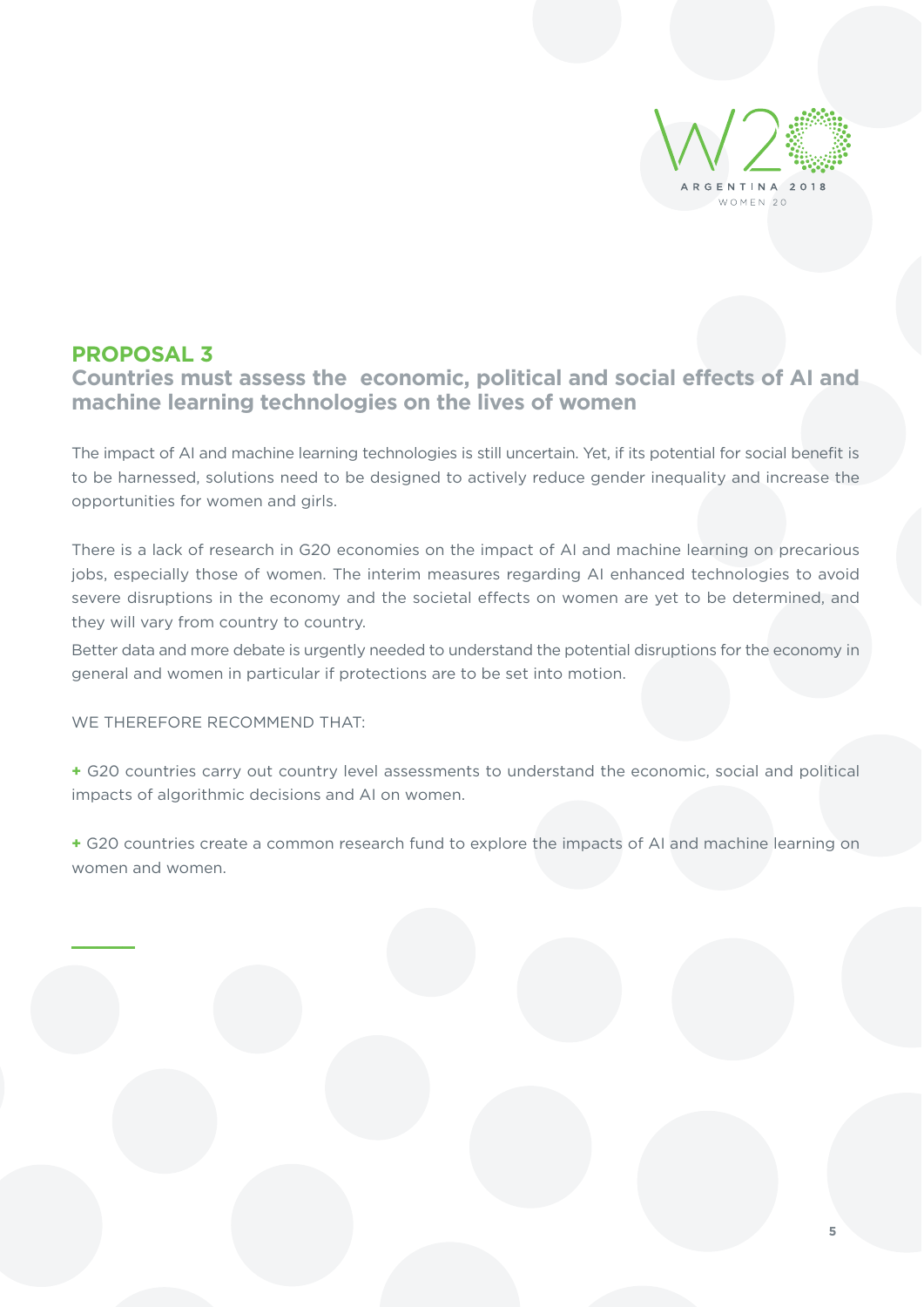## PROPOSAL 3

### Countries must assess the economic, political and social effects of AI and machine learning technologies on the lives of women

The impact of AI and machine learning technologies is still uncertain. Yet, if its potential for social benefit is to be harnessed, solutions need to be designed to actively reduce gender inequality and increase the opportunities for women and girls.

There is a lack of research in G20 economies on the impact of AI and machine learning on precarious jobs, especially those of women. The interim measures regarding AI enhanced technologies to avoid severe disruptions in the economy and the societal effects on women are yet to be determined, and they will vary from country to country.

Better data and more debate is urgently needed to understand the potential disruptions for the economy in general and women in particular if protections are to be set into motion.

WE THEREFORE RECOMMEND THAT:

+ G20 countries carry out country level assessments to understand the economic, social and political impacts of algorithmic decisions and AI on women.

+ G20 countries create a common research fund to explore the impacts of AI and machine learning on women and women.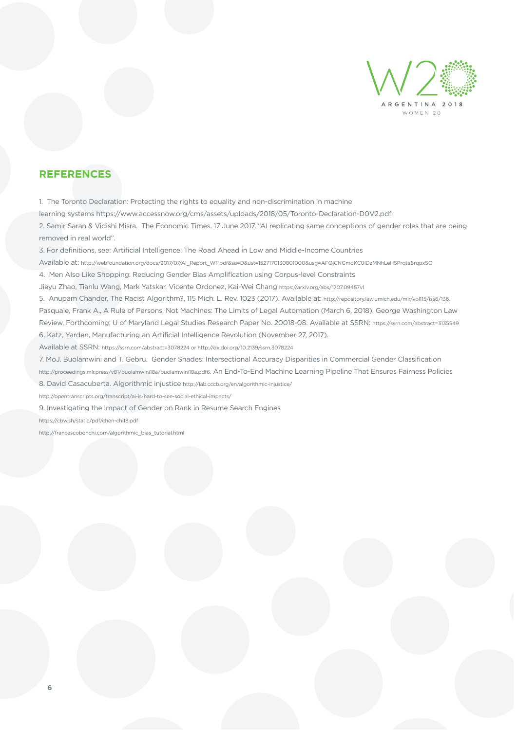## REFERENCES

1. The Toronto Declaration: Protecting the rights to equality and non-discrimination in machine learning systems https://www.accessnow.org/cms/assets/uploads/2018/05/Toronto-Declaration-D0V2.pdf

2. Samir Saran & Vidishi Misra. The Economic Times. 17 June 2017. "AI replicating same conceptions of gender roles that are being removed in real world".

3. For definitions, see: Artificial Intelligence: The Road Ahead in Low and Middle-Income Countries
Available at: http://webfoundation.org/docs/2017/07/AI_Report_WF.pdf&sa=D&ust=1527170130801000&usg=AFQjCNGmoKC0lDzMNhLeH5Prqte6rqpx5Q

4. Men Also Like Shopping: Reducing Gender Bias Amplification using Corpus-level Constraints
Jieyu Zhao, Tianlu Wang, Mark Yatskar, Vicente Ordonez, Kai-Wei Chang https://arxiv.org/abs/1707.09457v1

5. Anupam Chander, The Racist Algorithm?, 115 Mich. L. Rev. 1023 (2017). Available at: http://repository.law.umich.edu/mlr/vol115/iss6/136.
Pasquale, Frank A., A Rule of Persons, Not Machines: The Limits of Legal Automation (March 6, 2018). George Washington Law Review, Forthcoming; U of Maryland Legal Studies Research Paper No. 20018-08. Available at SSRN: https://ssrn.com/abstract=3135549

6. Katz, Yarden, Manufacturing an Artificial Intelligence Revolution (November 27, 2017).
Available at SSRN: https://ssrn.com/abstract=3078224 or http://dx.doi.org/10.2139/ssrn.3078224

7. MoJ. Buolamwini and T. Gebru. Gender Shades: Intersectional Accuracy Disparities in Commercial Gender Classification http://proceedings.mlr.press/v81/buolamwini18a/buolamwini18a.pdf6. An End-To-End Machine Learning Pipeline That Ensures Fairness Policies

8. David Casacuberta. Algorithmic injustice http://lab.cccb.org/en/algorithmic-injustice/
http://opentranscripts.org/transcript/ai-is-hard-to-see-social-ethical-impacts/

9. Investigating the Impact of Gender on Rank in Resume Search Engines
https://cbw.sh/static/pdf/chen-chi18.pdf
http://francescobonchi.com/algorithmic_bias_tutorial.html